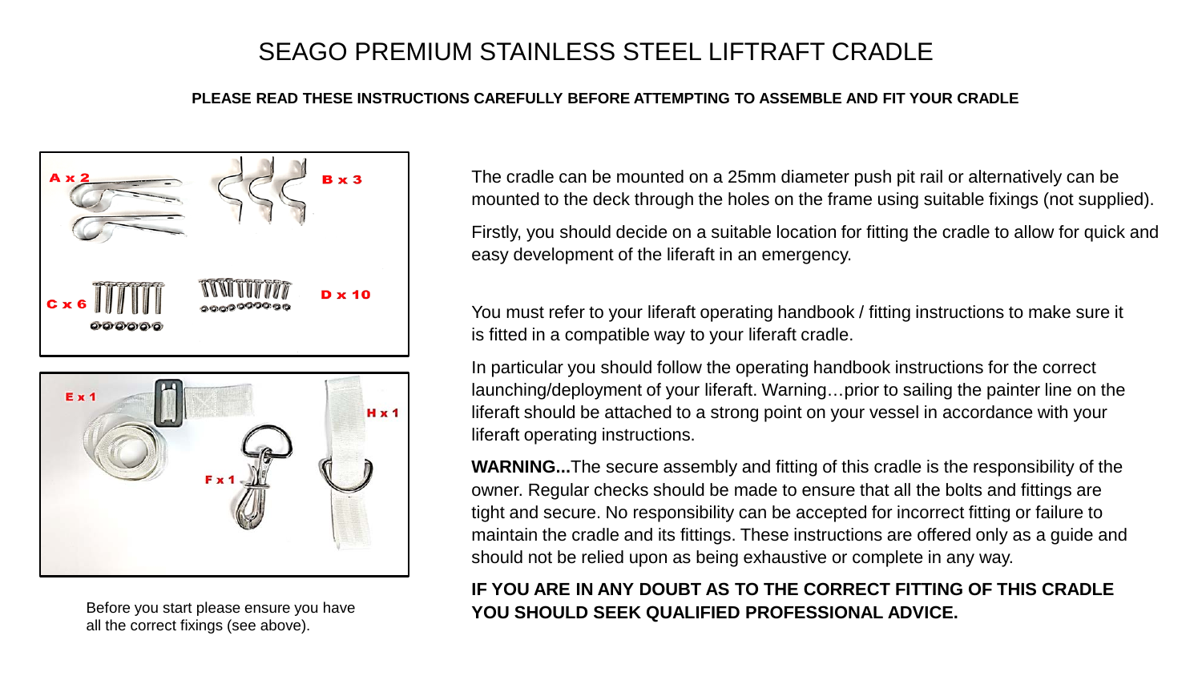# SEAGO PREMIUM STAINLESS STEEL LIFTRAFT CRADLE

**PLEASE READ THESE INSTRUCTIONS CAREFULLY BEFORE ATTEMPTING TO ASSEMBLE AND FIT YOUR CRADLE**

A x 2

B x 3

C x 6

D x 10

E x 1

F x 1

H x 1

Before you start please ensure you have all the correct fixings (see above).

The cradle can be mounted on a 25mm diameter push pit rail or alternatively can be mounted to the deck through the holes on the frame using suitable fixings (not supplied).

Firstly, you should decide on a suitable location for fitting the cradle to allow for quick and easy development of the liferaft in an emergency.

You must refer to your liferaft operating handbook / fitting instructions to make sure it is fitted in a compatible way to your liferaft cradle.

In particular you should follow the operating handbook instructions for the correct launching/deployment of your liferaft. Warning…prior to sailing the painter line on the liferaft should be attached to a strong point on your vessel in accordance with your liferaft operating instructions.

**WARNING...**The secure assembly and fitting of this cradle is the responsibility of the owner. Regular checks should be made to ensure that all the bolts and fittings are tight and secure. No responsibility can be accepted for incorrect fitting or failure to maintain the cradle and its fittings. These instructions are offered only as a guide and should not be relied upon as being exhaustive or complete in any way.

**IF YOU ARE IN ANY DOUBT AS TO THE CORRECT FITTING OF THIS CRADLE YOU SHOULD SEEK QUALIFIED PROFESSIONAL ADVICE.**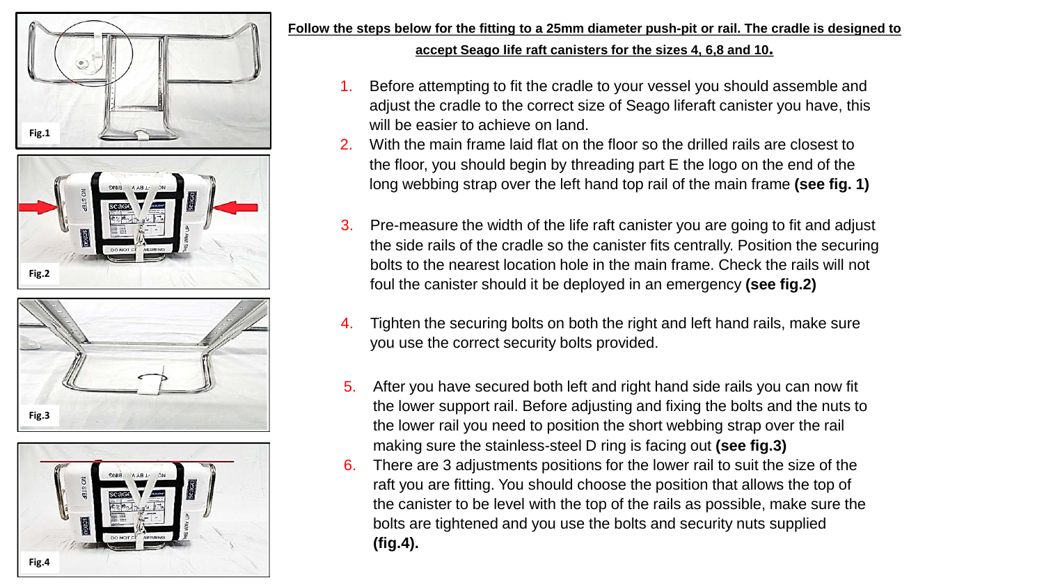Fig.1

Fig.2

Fig.3

Fig.4

**Follow the steps below for the fitting to a 25mm diameter push-pit or rail. The cradle is designed to accept Seago life raft canisters for the sizes 4, 6,8 and 10.**

1. Before attempting to fit the cradle to your vessel you should assemble and adjust the cradle to the correct size of Seago liferaft canister you have, this will be easier to achieve on land.
2. With the main frame laid flat on the floor so the drilled rails are closest to the floor, you should begin by threading part E the logo on the end of the long webbing strap over the left hand top rail of the main frame **(see fig. 1)**
3. Pre-measure the width of the life raft canister you are going to fit and adjust the side rails of the cradle so the canister fits centrally. Position the securing bolts to the nearest location hole in the main frame. Check the rails will not foul the canister should it be deployed in an emergency **(see fig.2)**
4. Tighten the securing bolts on both the right and left hand rails, make sure you use the correct security bolts provided.
5. After you have secured both left and right hand side rails you can now fit the lower support rail. Before adjusting and fixing the bolts and the nuts to the lower rail you need to position the short webbing strap over the rail making sure the stainless-steel D ring is facing out **(see fig.3)**
6. There are 3 adjustments positions for the lower rail to suit the size of the raft you are fitting. You should choose the position that allows the top of the canister to be level with the top of the rails as possible, make sure the bolts are tightened and you use the bolts and security nuts supplied **(fig.4).**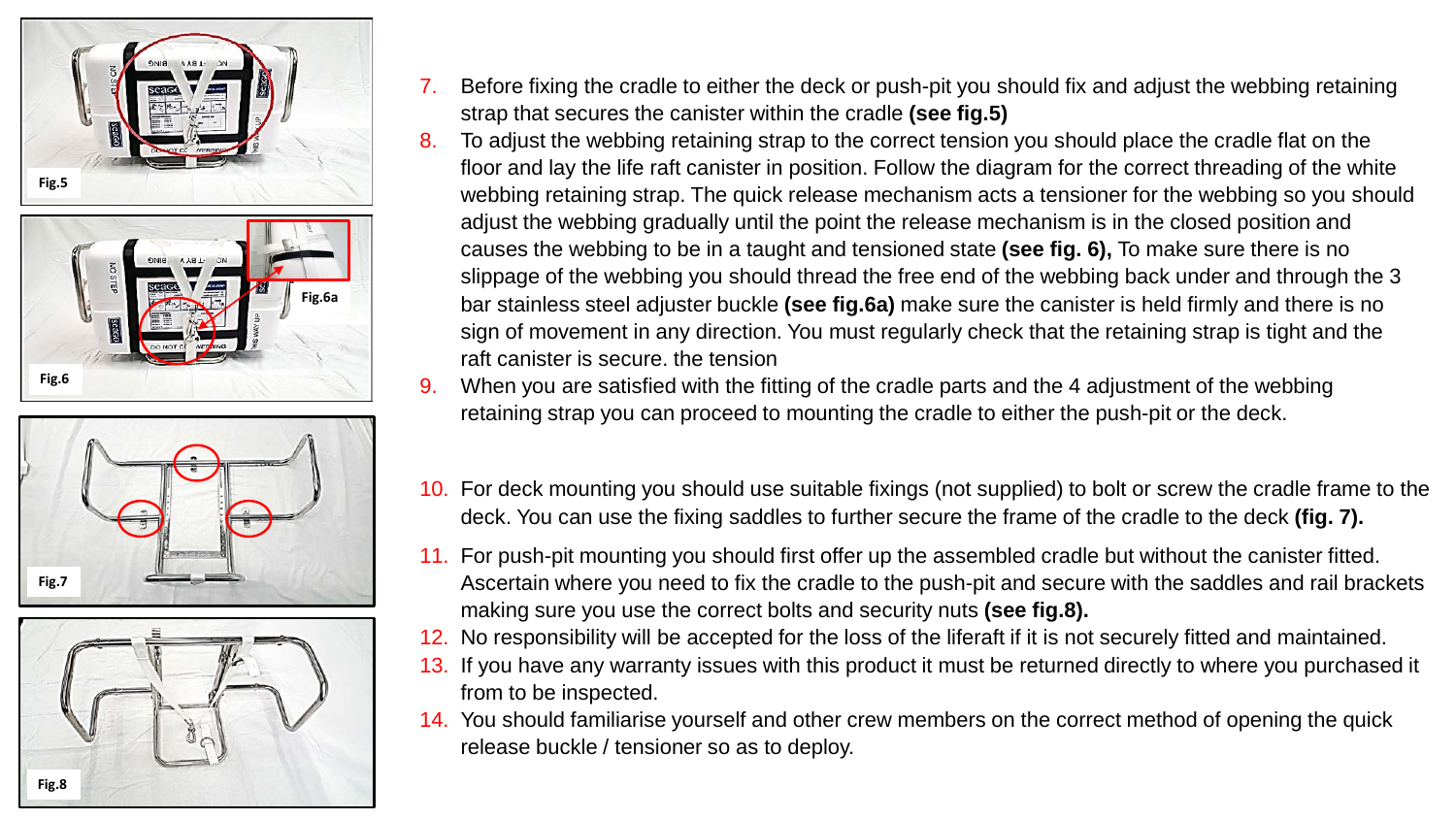Fig.5

Fig.6

Fig.6a

Fig.7

Fig.8

7. Before fixing the cradle to either the deck or push-pit you should fix and adjust the webbing retaining strap that secures the canister within the cradle **(see fig.5)**
8. To adjust the webbing retaining strap to the correct tension you should place the cradle flat on the floor and lay the life raft canister in position. Follow the diagram for the correct threading of the white webbing retaining strap. The quick release mechanism acts a tensioner for the webbing so you should adjust the webbing gradually until the point the release mechanism is in the closed position and causes the webbing to be in a taught and tensioned state **(see fig. 6),** To make sure there is no slippage of the webbing you should thread the free end of the webbing back under and through the 3 bar stainless steel adjuster buckle **(see fig.6a)** make sure the canister is held firmly and there is no sign of movement in any direction. You must regularly check that the retaining strap is tight and the raft canister is secure. the tension
9. When you are satisfied with the fitting of the cradle parts and the 4 adjustment of the webbing retaining strap you can proceed to mounting the cradle to either the push-pit or the deck.
10. For deck mounting you should use suitable fixings (not supplied) to bolt or screw the cradle frame to the deck. You can use the fixing saddles to further secure the frame of the cradle to the deck **(fig. 7).**
11. For push-pit mounting you should first offer up the assembled cradle but without the canister fitted. Ascertain where you need to fix the cradle to the push-pit and secure with the saddles and rail brackets making sure you use the correct bolts and security nuts **(see fig.8).**
12. No responsibility will be accepted for the loss of the liferaft if it is not securely fitted and maintained.
13. If you have any warranty issues with this product it must be returned directly to where you purchased it from to be inspected.
14. You should familiarise yourself and other crew members on the correct method of opening the quick release buckle / tensioner so as to deploy.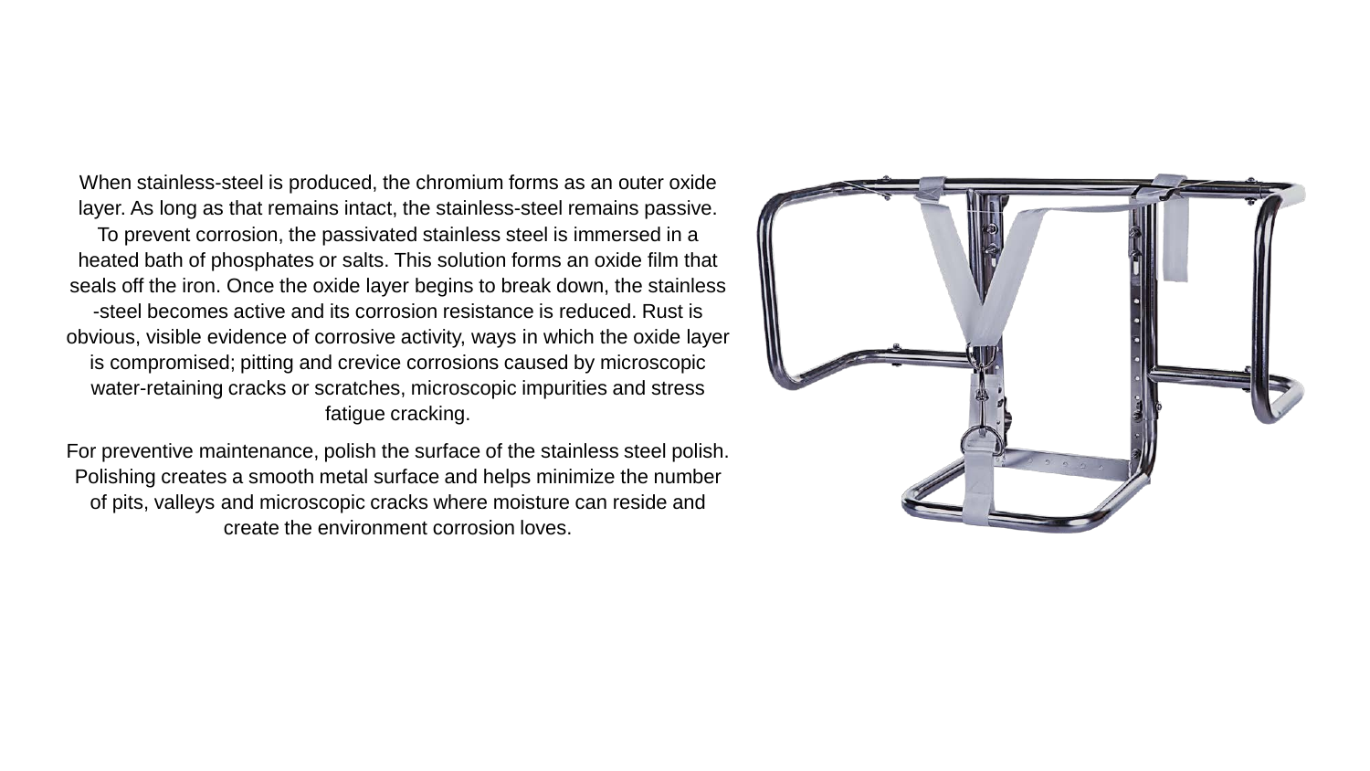When stainless-steel is produced, the chromium forms as an outer oxide layer. As long as that remains intact, the stainless-steel remains passive. To prevent corrosion, the passivated stainless steel is immersed in a heated bath of phosphates or salts. This solution forms an oxide film that seals off the iron. Once the oxide layer begins to break down, the stainless -steel becomes active and its corrosion resistance is reduced. Rust is obvious, visible evidence of corrosive activity, ways in which the oxide layer is compromised; pitting and crevice corrosions caused by microscopic water-retaining cracks or scratches, microscopic impurities and stress fatigue cracking.

For preventive maintenance, polish the surface of the stainless steel polish. Polishing creates a smooth metal surface and helps minimize the number of pits, valleys and microscopic cracks where moisture can reside and create the environment corrosion loves.